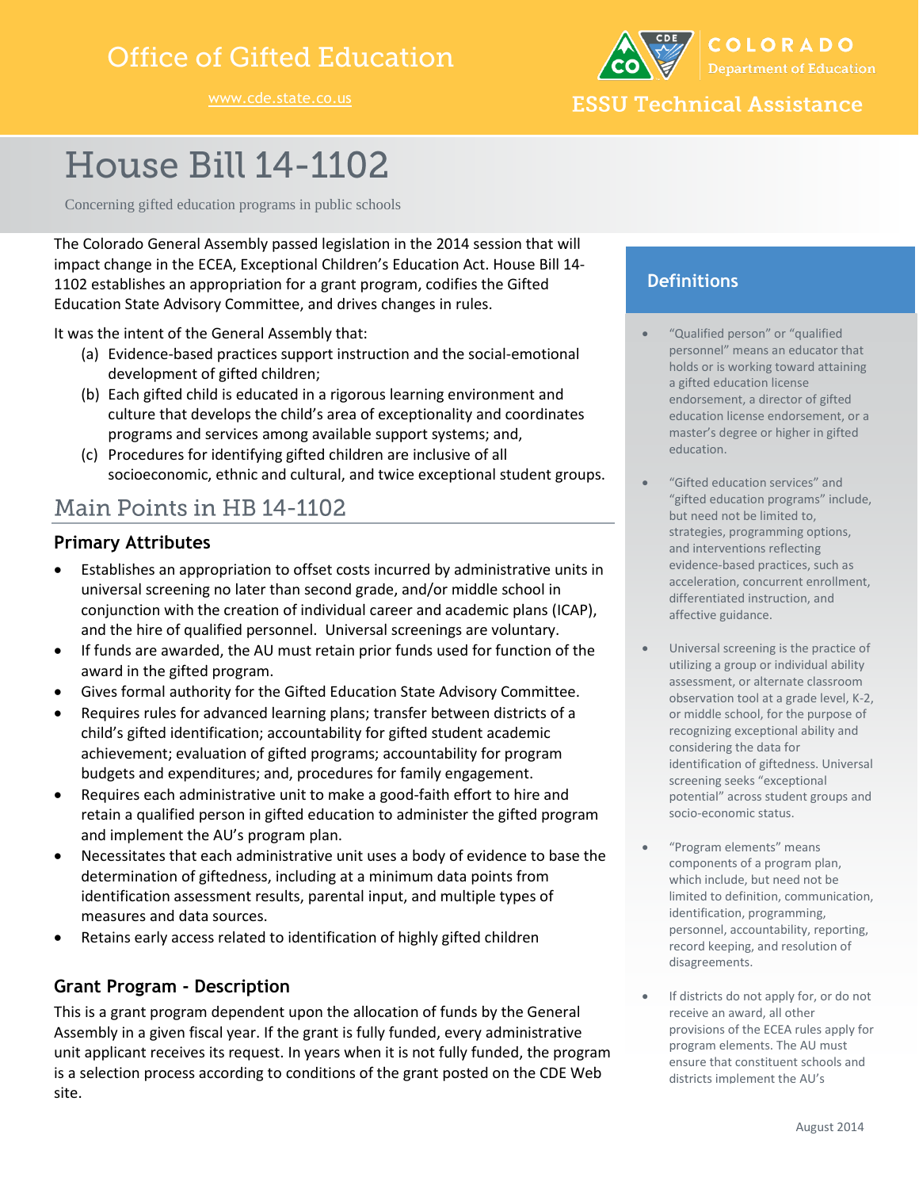# Office of Gifted Education

www.cde.state.co.us

COLORADO Department of Education

ESSU Technical Assistance

# House Bill 14-1102

Concerning gifted education programs in public schools

The Colorado General Assembly passed legislation in the 2014 session that will impact change in the ECEA, Exceptional Children's Education Act. House Bill 14-1102 establishes an appropriation for a grant program, codifies the Gifted Education State Advisory Committee, and drives changes in rules.

It was the intent of the General Assembly that:

(a) Evidence-based practices support instruction and the social-emotional development of gifted children;
(b) Each gifted child is educated in a rigorous learning environment and culture that develops the child's area of exceptionality and coordinates programs and services among available support systems; and,
(c) Procedures for identifying gifted children are inclusive of all socioeconomic, ethnic and cultural, and twice exceptional student groups.

## Main Points in HB 14-1102

### Primary Attributes

- Establishes an appropriation to offset costs incurred by administrative units in universal screening no later than second grade, and/or middle school in conjunction with the creation of individual career and academic plans (ICAP), and the hire of qualified personnel. Universal screenings are voluntary.
- If funds are awarded, the AU must retain prior funds used for function of the award in the gifted program.
- Gives formal authority for the Gifted Education State Advisory Committee.
- Requires rules for advanced learning plans; transfer between districts of a child's gifted identification; accountability for gifted student academic achievement; evaluation of gifted programs; accountability for program budgets and expenditures; and, procedures for family engagement.
- Requires each administrative unit to make a good-faith effort to hire and retain a qualified person in gifted education to administer the gifted program and implement the AU's program plan.
- Necessitates that each administrative unit uses a body of evidence to base the determination of giftedness, including at a minimum data points from identification assessment results, parental input, and multiple types of measures and data sources.
- Retains early access related to identification of highly gifted children

### Grant Program - Description

This is a grant program dependent upon the allocation of funds by the General Assembly in a given fiscal year. If the grant is fully funded, every administrative unit applicant receives its request. In years when it is not fully funded, the program is a selection process according to conditions of the grant posted on the CDE Web site.

### Definitions

- "Qualified person" or "qualified personnel" means an educator that holds or is working toward attaining a gifted education license endorsement, a director of gifted education license endorsement, or a master's degree or higher in gifted education.
- "Gifted education services" and "gifted education programs" include, but need not be limited to, strategies, programming options, and interventions reflecting evidence-based practices, such as acceleration, concurrent enrollment, differentiated instruction, and affective guidance.
- Universal screening is the practice of utilizing a group or individual ability assessment, or alternate classroom observation tool at a grade level, K-2, or middle school, for the purpose of recognizing exceptional ability and considering the data for identification of giftedness. Universal screening seeks "exceptional potential" across student groups and socio-economic status.
- "Program elements" means components of a program plan, which include, but need not be limited to definition, communication, identification, programming, personnel, accountability, reporting, record keeping, and resolution of disagreements.
- If districts do not apply for, or do not receive an award, all other provisions of the ECEA rules apply for program elements. The AU must ensure that constituent schools and districts implement the AU's

August 2014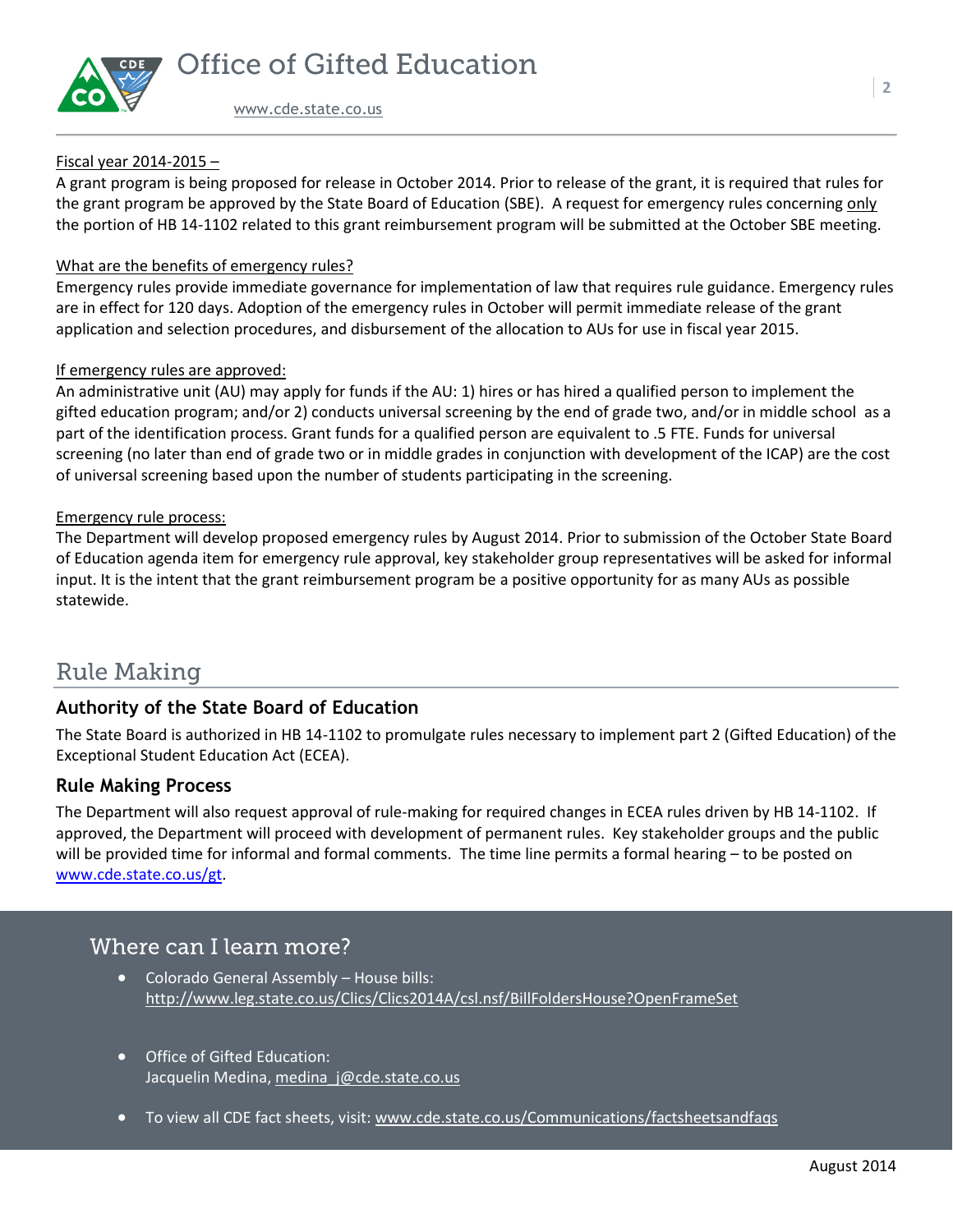Fiscal year 2014-2015 –

A grant program is being proposed for release in October 2014. Prior to release of the grant, it is required that rules for the grant program be approved by the State Board of Education (SBE). A request for emergency rules concerning only the portion of HB 14-1102 related to this grant reimbursement program will be submitted at the October SBE meeting.

What are the benefits of emergency rules?

Emergency rules provide immediate governance for implementation of law that requires rule guidance. Emergency rules are in effect for 120 days. Adoption of the emergency rules in October will permit immediate release of the grant application and selection procedures, and disbursement of the allocation to AUs for use in fiscal year 2015.

If emergency rules are approved:

An administrative unit (AU) may apply for funds if the AU: 1) hires or has hired a qualified person to implement the gifted education program; and/or 2) conducts universal screening by the end of grade two, and/or in middle school as a part of the identification process. Grant funds for a qualified person are equivalent to .5 FTE. Funds for universal screening (no later than end of grade two or in middle grades in conjunction with development of the ICAP) are the cost of universal screening based upon the number of students participating in the screening.

Emergency rule process:

The Department will develop proposed emergency rules by August 2014. Prior to submission of the October State Board of Education agenda item for emergency rule approval, key stakeholder group representatives will be asked for informal input. It is the intent that the grant reimbursement program be a positive opportunity for as many AUs as possible statewide.

## Rule Making

### Authority of the State Board of Education

The State Board is authorized in HB 14-1102 to promulgate rules necessary to implement part 2 (Gifted Education) of the Exceptional Student Education Act (ECEA).

### Rule Making Process

The Department will also request approval of rule-making for required changes in ECEA rules driven by HB 14-1102. If approved, the Department will proceed with development of permanent rules. Key stakeholder groups and the public will be provided time for informal and formal comments. The time line permits a formal hearing – to be posted on www.cde.state.co.us/gt.

## Where can I learn more?

- Colorado General Assembly – House bills: http://www.leg.state.co.us/Clics/Clics2014A/csl.nsf/BillFoldersHouse?OpenFrameSet
- Office of Gifted Education: Jacquelin Medina, medina_j@cde.state.co.us
- To view all CDE fact sheets, visit: www.cde.state.co.us/Communications/factsheetsandfaqs

August 2014